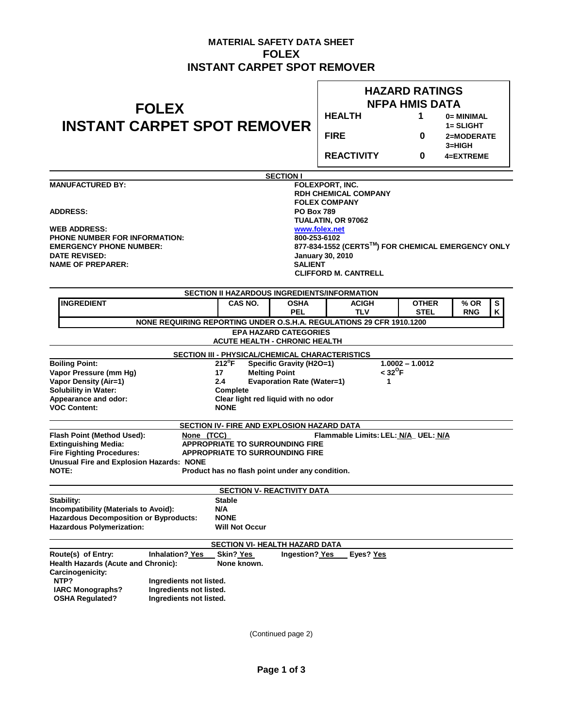# MATERIAL SAFETY DATA SHEET
# FOLEX
# INSTANT CARPET SPOT REMOVER

## FOLEX INSTANT CARPET SPOT REMOVER

| HAZARD RATINGS NFPA HMIS DATA | | |
|---|---|---|
| HEALTH | 1 | 0= MINIMAL<br>1= SLIGHT |
| FIRE | 0 | 2=MODERATE<br>3=HIGH |
| REACTIVITY | 0 | 4=EXTREME |

## SECTION I

| | |
|---|---|
| **MANUFACTURED BY:** | **FOLEXPORT, INC.**<br>**RDH CHEMICAL COMPANY**<br>**FOLEX COMPANY** |
| **ADDRESS:** | **PO Box 789**<br>**TUALATIN, OR 97062** |
| **WEB ADDRESS:** | **www.folex.net** |
| **PHONE NUMBER FOR INFORMATION:** | **800-253-6102** |
| **EMERGENCY PHONE NUMBER:** | **877-834-1552 (CERTS™) FOR CHEMICAL EMERGENCY ONLY** |
| **DATE REVISED:** | **January 30, 2010** |
| **NAME OF PREPARER:** | **SALIENT**<br>**CLIFFORD M. CANTRELL** |

## SECTION II HAZARDOUS INGREDIENTS/INFORMATION

| INGREDIENT | CAS NO. | OSHA PEL | ACIGH TLV | OTHER STEL | % OR RNG | SK |
|---|---|---|---|---|---|---|
| NONE REQUIRING REPORTING UNDER O.S.H.A. REGULATIONS 29 CFR 1910.1200 | | | | | | |

**EPA HAZARD CATEGORIES**
**ACUTE HEALTH - CHRONIC HEALTH**

## SECTION III - PHYSICAL/CHEMICAL CHARACTERISTICS

| | | | |
|---|---|---|---|
| **Boiling Point:** | **212°F** | **Specific Gravity (H2O=1)** | **1.0002 – 1.0012** |
| **Vapor Pressure (mm Hg)** | **17** | **Melting Point** | **< 32°F** |
| **Vapor Density (Air=1)** | **2.4** | **Evaporation Rate (Water=1)** | **1** |
| **Solubility in Water:** | **Complete** | | |
| **Appearance and odor:** | **Clear light red liquid with no odor** | | |
| **VOC Content:** | **NONE** | | |

## SECTION IV- FIRE AND EXPLOSION HAZARD DATA

**Flash Point (Method Used):** None (TCC) **Flammable Limits: LEL: N/A UEL: N/A**
**Extinguishing Media:** **APPROPRIATE TO SURROUNDING FIRE**
**Fire Fighting Procedures:** **APPROPRIATE TO SURROUNDING FIRE**
**Unusual Fire and Explosion Hazards: NONE**
**NOTE:** **Product has no flash point under any condition.**

## SECTION V- REACTIVITY DATA

| | |
|---|---|
| **Stability:** | **Stable** |
| **Incompatibility (Materials to Avoid):** | **N/A** |
| **Hazardous Decomposition or Byproducts:** | **NONE** |
| **Hazardous Polymerization:** | **Will Not Occur** |

## SECTION VI- HEALTH HAZARD DATA

**Route(s) of Entry:** **Inhalation? Yes** **Skin? Yes** **Ingestion? Yes** **Eyes? Yes**
**Health Hazards (Acute and Chronic):** **None known.**
**Carcinogenicity:**

| | |
|---|---|
| **NTP?** | **Ingredients not listed.** |
| **IARC Monographs?** | **Ingredients not listed.** |
| **OSHA Regulated?** | **Ingredients not listed.** |

(Continued page 2)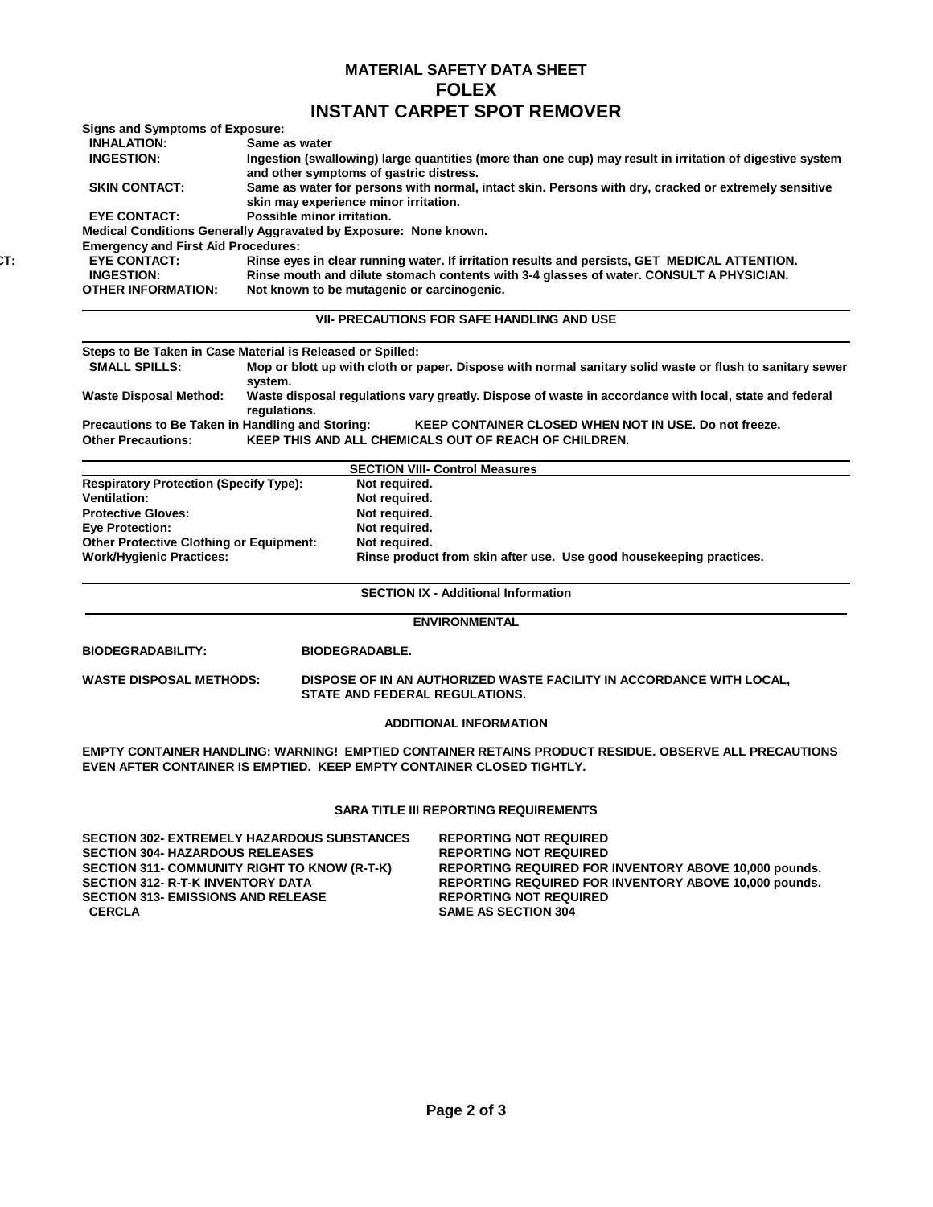# MATERIAL SAFETY DATA SHEET
# FOLEX
# INSTANT CARPET SPOT REMOVER

**Signs and Symptoms of Exposure:**

| | |
|---|---|
| **INHALATION:** | Same as water |
| **INGESTION:** | Ingestion (swallowing) large quantities (more than one cup) may result in irritation of digestive system and other symptoms of gastric distress. |
| **SKIN CONTACT:** | Same as water for persons with normal, intact skin. Persons with dry, cracked or extremely sensitive skin may experience minor irritation. |
| **EYE CONTACT:** | Possible minor irritation. |

**Medical Conditions Generally Aggravated by Exposure:** None known.

**Emergency and First Aid Procedures:**

| | |
|---|---|
| **EYE CONTACT:** | Rinse eyes in clear running water. If irritation results and persists, GET MEDICAL ATTENTION. |
| **INGESTION:** | Rinse mouth and dilute stomach contents with 3-4 glasses of water. CONSULT A PHYSICIAN. |
| **OTHER INFORMATION:** | Not known to be mutagenic or carcinogenic. |

## VII- PRECAUTIONS FOR SAFE HANDLING AND USE

**Steps to Be Taken in Case Material is Released or Spilled:**

| | |
|---|---|
| **SMALL SPILLS:** | Mop or blott up with cloth or paper. Dispose with normal sanitary solid waste or flush to sanitary sewer system. |
| **Waste Disposal Method:** | Waste disposal regulations vary greatly. Dispose of waste in accordance with local, state and federal regulations. |

**Precautions to Be Taken in Handling and Storing:** KEEP CONTAINER CLOSED WHEN NOT IN USE. Do not freeze.

**Other Precautions:** KEEP THIS AND ALL CHEMICALS OUT OF REACH OF CHILDREN.

## SECTION VIII- Control Measures

| | |
|---|---|
| **Respiratory Protection (Specify Type):** | Not required. |
| **Ventilation:** | Not required. |
| **Protective Gloves:** | Not required. |
| **Eye Protection:** | Not required. |
| **Other Protective Clothing or Equipment:** | Not required. |
| **Work/Hygienic Practices:** | Rinse product from skin after use. Use good housekeeping practices. |

## SECTION IX - Additional Information

### ENVIRONMENTAL

**BIODEGRADABILITY:** BIODEGRADABLE.

**WASTE DISPOSAL METHODS:** DISPOSE OF IN AN AUTHORIZED WASTE FACILITY IN ACCORDANCE WITH LOCAL, STATE AND FEDERAL REGULATIONS.

### ADDITIONAL INFORMATION

EMPTY CONTAINER HANDLING: WARNING! EMPTIED CONTAINER RETAINS PRODUCT RESIDUE. OBSERVE ALL PRECAUTIONS EVEN AFTER CONTAINER IS EMPTIED. KEEP EMPTY CONTAINER CLOSED TIGHTLY.

### SARA TITLE III REPORTING REQUIREMENTS

| | |
|---|---|
| SECTION 302- EXTREMELY HAZARDOUS SUBSTANCES | REPORTING NOT REQUIRED |
| SECTION 304- HAZARDOUS RELEASES | REPORTING NOT REQUIRED |
| SECTION 311- COMMUNITY RIGHT TO KNOW (R-T-K) | REPORTING REQUIRED FOR INVENTORY ABOVE 10,000 pounds. |
| SECTION 312- R-T-K INVENTORY DATA | REPORTING REQUIRED FOR INVENTORY ABOVE 10,000 pounds. |
| SECTION 313- EMISSIONS AND RELEASE | REPORTING NOT REQUIRED |
| CERCLA | SAME AS SECTION 304 |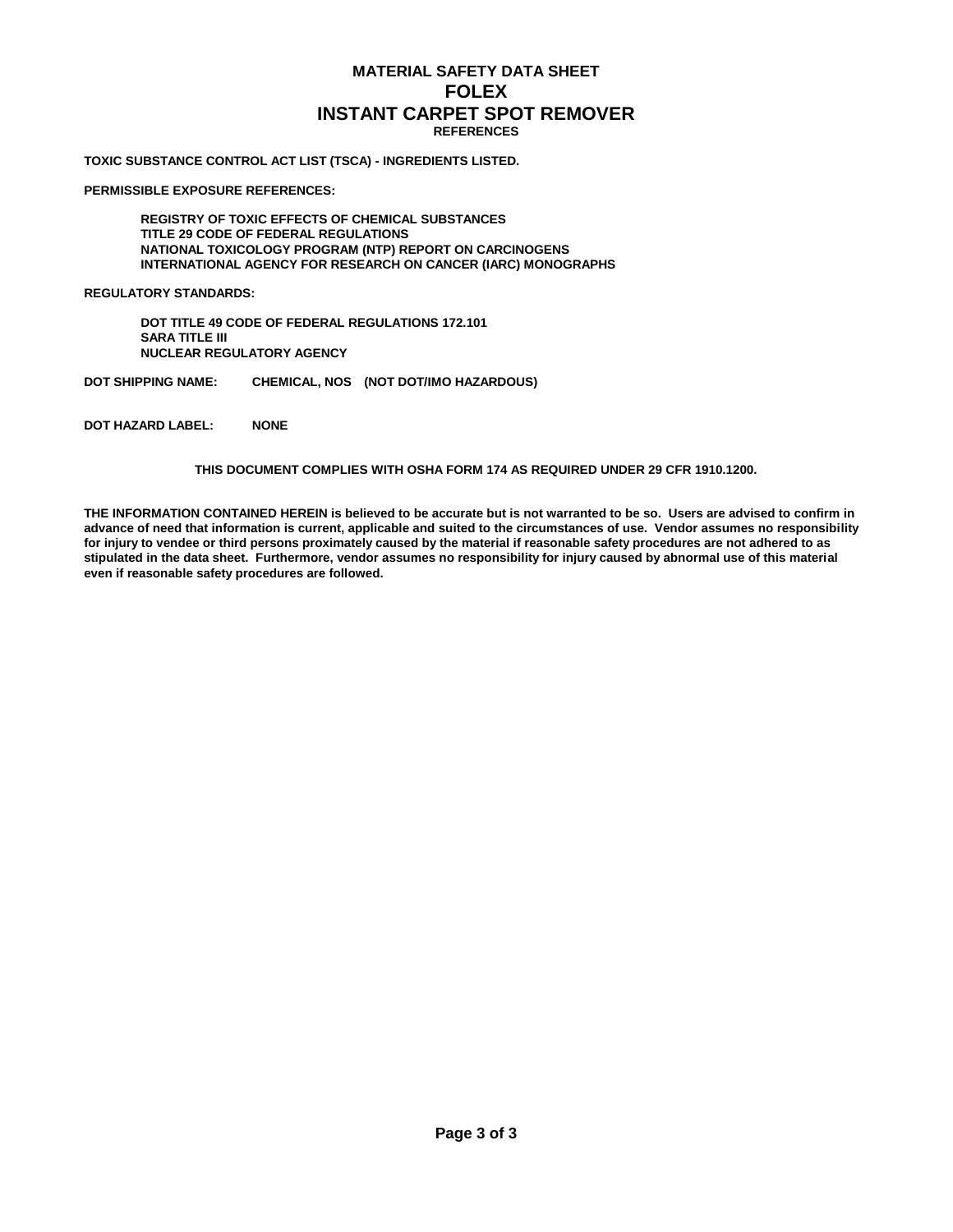# MATERIAL SAFETY DATA SHEET
# FOLEX
# INSTANT CARPET SPOT REMOVER
### REFERENCES

**TOXIC SUBSTANCE CONTROL ACT LIST (TSCA) - INGREDIENTS LISTED.**

**PERMISSIBLE EXPOSURE REFERENCES:**

**REGISTRY OF TOXIC EFFECTS OF CHEMICAL SUBSTANCES**
**TITLE 29 CODE OF FEDERAL REGULATIONS**
**NATIONAL TOXICOLOGY PROGRAM (NTP) REPORT ON CARCINOGENS**
**INTERNATIONAL AGENCY FOR RESEARCH ON CANCER (IARC) MONOGRAPHS**

**REGULATORY STANDARDS:**

**DOT TITLE 49 CODE OF FEDERAL REGULATIONS 172.101**
**SARA TITLE III**
**NUCLEAR REGULATORY AGENCY**

**DOT SHIPPING NAME:** **CHEMICAL, NOS (NOT DOT/IMO HAZARDOUS)**

**DOT HAZARD LABEL:** **NONE**

**THIS DOCUMENT COMPLIES WITH OSHA FORM 174 AS REQUIRED UNDER 29 CFR 1910.1200.**

**THE INFORMATION CONTAINED HEREIN is believed to be accurate but is not warranted to be so. Users are advised to confirm in advance of need that information is current, applicable and suited to the circumstances of use. Vendor assumes no responsibility for injury to vendee or third persons proximately caused by the material if reasonable safety procedures are not adhered to as stipulated in the data sheet. Furthermore, vendor assumes no responsibility for injury caused by abnormal use of this material even if reasonable safety procedures are followed.**